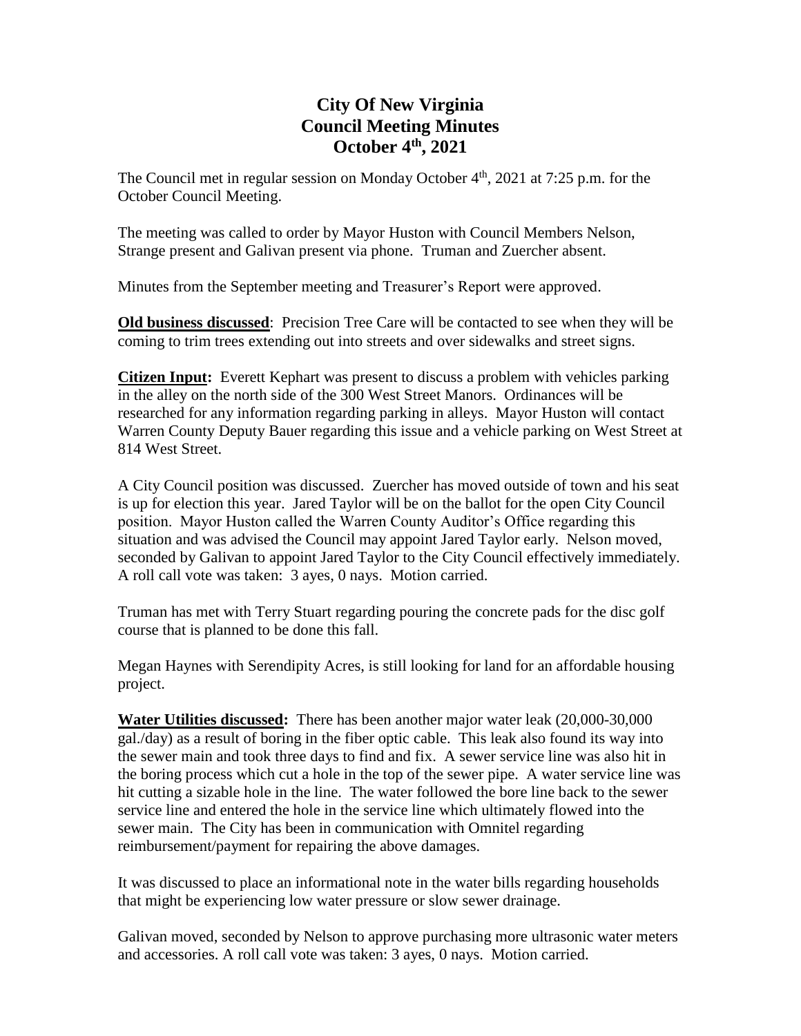# City Of New Virginia
# Council Meeting Minutes
# October 4th, 2021

The Council met in regular session on Monday October 4th, 2021 at 7:25 p.m. for the October Council Meeting.

The meeting was called to order by Mayor Huston with Council Members Nelson, Strange present and Galivan present via phone. Truman and Zuercher absent.

Minutes from the September meeting and Treasurer's Report were approved.

**Old business discussed**: Precision Tree Care will be contacted to see when they will be coming to trim trees extending out into streets and over sidewalks and street signs.

**Citizen Input:** Everett Kephart was present to discuss a problem with vehicles parking in the alley on the north side of the 300 West Street Manors. Ordinances will be researched for any information regarding parking in alleys. Mayor Huston will contact Warren County Deputy Bauer regarding this issue and a vehicle parking on West Street at 814 West Street.

A City Council position was discussed. Zuercher has moved outside of town and his seat is up for election this year. Jared Taylor will be on the ballot for the open City Council position. Mayor Huston called the Warren County Auditor's Office regarding this situation and was advised the Council may appoint Jared Taylor early. Nelson moved, seconded by Galivan to appoint Jared Taylor to the City Council effectively immediately. A roll call vote was taken: 3 ayes, 0 nays. Motion carried.

Truman has met with Terry Stuart regarding pouring the concrete pads for the disc golf course that is planned to be done this fall.

Megan Haynes with Serendipity Acres, is still looking for land for an affordable housing project.

**Water Utilities discussed:** There has been another major water leak (20,000-30,000 gal./day) as a result of boring in the fiber optic cable. This leak also found its way into the sewer main and took three days to find and fix. A sewer service line was also hit in the boring process which cut a hole in the top of the sewer pipe. A water service line was hit cutting a sizable hole in the line. The water followed the bore line back to the sewer service line and entered the hole in the service line which ultimately flowed into the sewer main. The City has been in communication with Omnitel regarding reimbursement/payment for repairing the above damages.

It was discussed to place an informational note in the water bills regarding households that might be experiencing low water pressure or slow sewer drainage.

Galivan moved, seconded by Nelson to approve purchasing more ultrasonic water meters and accessories. A roll call vote was taken: 3 ayes, 0 nays. Motion carried.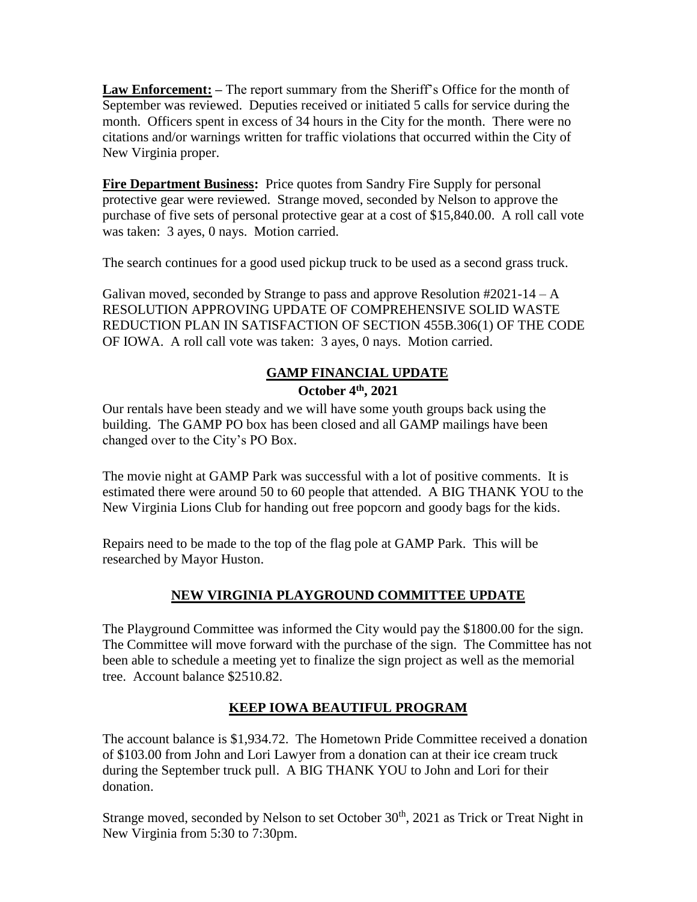**Law Enforcement:** – The report summary from the Sheriff's Office for the month of September was reviewed. Deputies received or initiated 5 calls for service during the month. Officers spent in excess of 34 hours in the City for the month. There were no citations and/or warnings written for traffic violations that occurred within the City of New Virginia proper.

**Fire Department Business:** Price quotes from Sandry Fire Supply for personal protective gear were reviewed. Strange moved, seconded by Nelson to approve the purchase of five sets of personal protective gear at a cost of $15,840.00. A roll call vote was taken: 3 ayes, 0 nays. Motion carried.

The search continues for a good used pickup truck to be used as a second grass truck.

Galivan moved, seconded by Strange to pass and approve Resolution #2021-14 – A RESOLUTION APPROVING UPDATE OF COMPREHENSIVE SOLID WASTE REDUCTION PLAN IN SATISFACTION OF SECTION 455B.306(1) OF THE CODE OF IOWA. A roll call vote was taken: 3 ayes, 0 nays. Motion carried.

## GAMP FINANCIAL UPDATE

**October 4th, 2021**

Our rentals have been steady and we will have some youth groups back using the building. The GAMP PO box has been closed and all GAMP mailings have been changed over to the City's PO Box.

The movie night at GAMP Park was successful with a lot of positive comments. It is estimated there were around 50 to 60 people that attended. A BIG THANK YOU to the New Virginia Lions Club for handing out free popcorn and goody bags for the kids.

Repairs need to be made to the top of the flag pole at GAMP Park. This will be researched by Mayor Huston.

## NEW VIRGINIA PLAYGROUND COMMITTEE UPDATE

The Playground Committee was informed the City would pay the $1800.00 for the sign. The Committee will move forward with the purchase of the sign. The Committee has not been able to schedule a meeting yet to finalize the sign project as well as the memorial tree. Account balance $2510.82.

## KEEP IOWA BEAUTIFUL PROGRAM

The account balance is $1,934.72. The Hometown Pride Committee received a donation of $103.00 from John and Lori Lawyer from a donation can at their ice cream truck during the September truck pull. A BIG THANK YOU to John and Lori for their donation.

Strange moved, seconded by Nelson to set October 30th, 2021 as Trick or Treat Night in New Virginia from 5:30 to 7:30pm.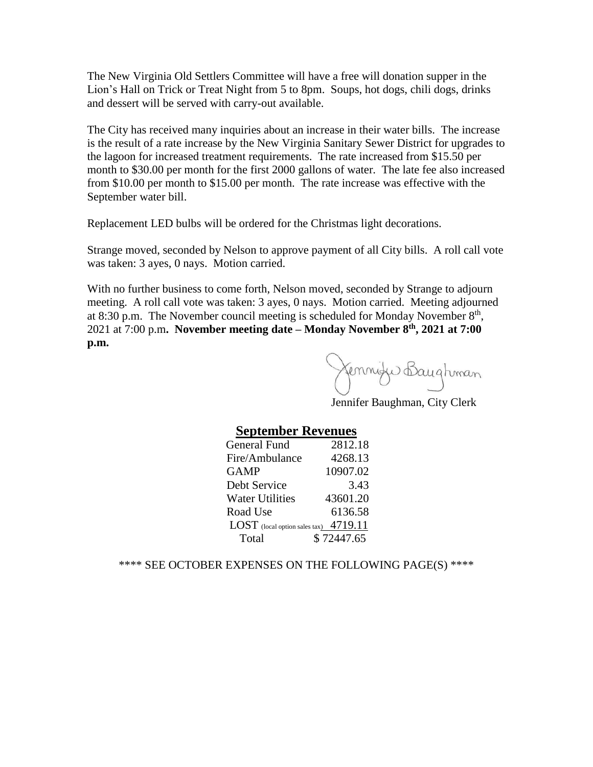The New Virginia Old Settlers Committee will have a free will donation supper in the Lion's Hall on Trick or Treat Night from 5 to 8pm. Soups, hot dogs, chili dogs, drinks and dessert will be served with carry-out available.

The City has received many inquiries about an increase in their water bills. The increase is the result of a rate increase by the New Virginia Sanitary Sewer District for upgrades to the lagoon for increased treatment requirements. The rate increased from $15.50 per month to $30.00 per month for the first 2000 gallons of water. The late fee also increased from $10.00 per month to $15.00 per month. The rate increase was effective with the September water bill.

Replacement LED bulbs will be ordered for the Christmas light decorations.

Strange moved, seconded by Nelson to approve payment of all City bills. A roll call vote was taken: 3 ayes, 0 nays. Motion carried.

With no further business to come forth, Nelson moved, seconded by Strange to adjourn meeting. A roll call vote was taken: 3 ayes, 0 nays. Motion carried. Meeting adjourned at 8:30 p.m. The November council meeting is scheduled for Monday November 8th, 2021 at 7:00 p.m**. November meeting date – Monday November 8th, 2021 at 7:00 p.m.**

Jennifer Baughman

Jennifer Baughman, City Clerk

**September Revenues**

| | |
|---|---|
| General Fund | 2812.18 |
| Fire/Ambulance | 4268.13 |
| GAMP | 10907.02 |
| Debt Service | 3.43 |
| Water Utilities | 43601.20 |
| Road Use | 6136.58 |
| LOST (local option sales tax) | 4719.11 |
| Total | $ 72447.65 |

**** SEE OCTOBER EXPENSES ON THE FOLLOWING PAGE(S) ****